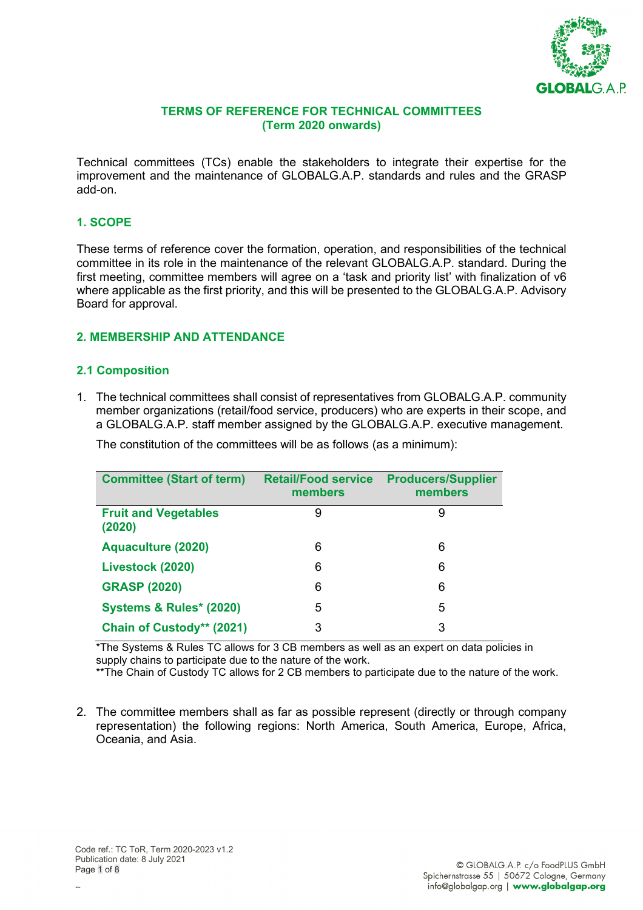# TERMS OF REFERENCE FOR TECHNICAL COMMITTEES
**(Term 2020 onwards)**

Technical committees (TCs) enable the stakeholders to integrate their expertise for the improvement and the maintenance of GLOBALG.A.P. standards and rules and the GRASP add-on.

## 1. SCOPE

These terms of reference cover the formation, operation, and responsibilities of the technical committee in its role in the maintenance of the relevant GLOBALG.A.P. standard. During the first meeting, committee members will agree on a 'task and priority list' with finalization of v6 where applicable as the first priority, and this will be presented to the GLOBALG.A.P. Advisory Board for approval.

## 2. MEMBERSHIP AND ATTENDANCE

### 2.1 Composition

1. The technical committees shall consist of representatives from GLOBALG.A.P. community member organizations (retail/food service, producers) who are experts in their scope, and a GLOBALG.A.P. staff member assigned by the GLOBALG.A.P. executive management.

   The constitution of the committees will be as follows (as a minimum):

| Committee (Start of term) | Retail/Food service members | Producers/Supplier members |
|---|---|---|
| Fruit and Vegetables (2020) | 9 | 9 |
| Aquaculture (2020) | 6 | 6 |
| Livestock (2020) | 6 | 6 |
| GRASP (2020) | 6 | 6 |
| Systems & Rules* (2020) | 5 | 5 |
| Chain of Custody** (2021) | 3 | 3 |

*The Systems & Rules TC allows for 3 CB members as well as an expert on data policies in supply chains to participate due to the nature of the work.
**The Chain of Custody TC allows for 2 CB members to participate due to the nature of the work.

2. The committee members shall as far as possible represent (directly or through company representation) the following regions: North America, South America, Europe, Africa, Oceania, and Asia.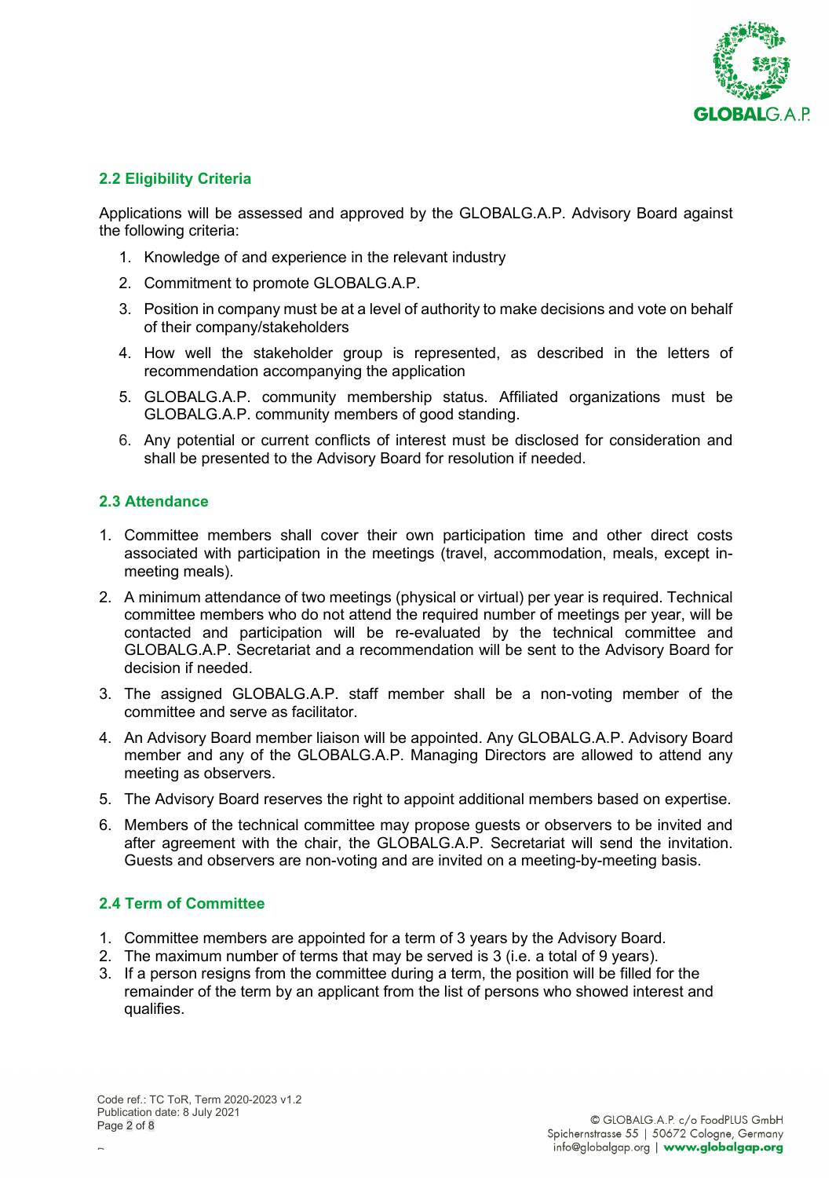## 2.2 Eligibility Criteria

Applications will be assessed and approved by the GLOBALG.A.P. Advisory Board against the following criteria:

1. Knowledge of and experience in the relevant industry
2. Commitment to promote GLOBALG.A.P.
3. Position in company must be at a level of authority to make decisions and vote on behalf of their company/stakeholders
4. How well the stakeholder group is represented, as described in the letters of recommendation accompanying the application
5. GLOBALG.A.P. community membership status. Affiliated organizations must be GLOBALG.A.P. community members of good standing.
6. Any potential or current conflicts of interest must be disclosed for consideration and shall be presented to the Advisory Board for resolution if needed.

## 2.3 Attendance

1. Committee members shall cover their own participation time and other direct costs associated with participation in the meetings (travel, accommodation, meals, except in-meeting meals).
2. A minimum attendance of two meetings (physical or virtual) per year is required. Technical committee members who do not attend the required number of meetings per year, will be contacted and participation will be re-evaluated by the technical committee and GLOBALG.A.P. Secretariat and a recommendation will be sent to the Advisory Board for decision if needed.
3. The assigned GLOBALG.A.P. staff member shall be a non-voting member of the committee and serve as facilitator.
4. An Advisory Board member liaison will be appointed. Any GLOBALG.A.P. Advisory Board member and any of the GLOBALG.A.P. Managing Directors are allowed to attend any meeting as observers.
5. The Advisory Board reserves the right to appoint additional members based on expertise.
6. Members of the technical committee may propose guests or observers to be invited and after agreement with the chair, the GLOBALG.A.P. Secretariat will send the invitation. Guests and observers are non-voting and are invited on a meeting-by-meeting basis.

## 2.4 Term of Committee

1. Committee members are appointed for a term of 3 years by the Advisory Board.
2. The maximum number of terms that may be served is 3 (i.e. a total of 9 years).
3. If a person resigns from the committee during a term, the position will be filled for the remainder of the term by an applicant from the list of persons who showed interest and qualifies.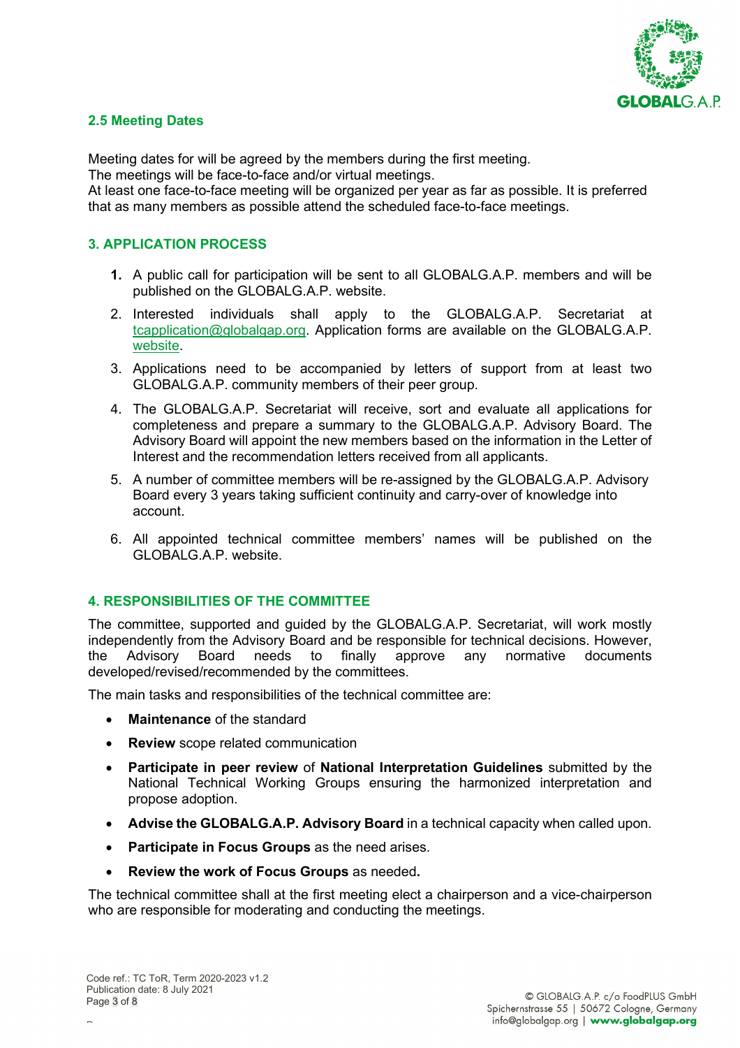## 2.5 Meeting Dates

Meeting dates for will be agreed by the members during the first meeting.
The meetings will be face-to-face and/or virtual meetings.
At least one face-to-face meeting will be organized per year as far as possible. It is preferred that as many members as possible attend the scheduled face-to-face meetings.

## 3. APPLICATION PROCESS

1. A public call for participation will be sent to all GLOBALG.A.P. members and will be published on the GLOBALG.A.P. website.
2. Interested individuals shall apply to the GLOBALG.A.P. Secretariat at tcapplication@globalgap.org. Application forms are available on the GLOBALG.A.P. website.
3. Applications need to be accompanied by letters of support from at least two GLOBALG.A.P. community members of their peer group.
4. The GLOBALG.A.P. Secretariat will receive, sort and evaluate all applications for completeness and prepare a summary to the GLOBALG.A.P. Advisory Board. The Advisory Board will appoint the new members based on the information in the Letter of Interest and the recommendation letters received from all applicants.
5. A number of committee members will be re-assigned by the GLOBALG.A.P. Advisory Board every 3 years taking sufficient continuity and carry-over of knowledge into account.
6. All appointed technical committee members' names will be published on the GLOBALG.A.P. website.

## 4. RESPONSIBILITIES OF THE COMMITTEE

The committee, supported and guided by the GLOBALG.A.P. Secretariat, will work mostly independently from the Advisory Board and be responsible for technical decisions. However, the Advisory Board needs to finally approve any normative documents developed/revised/recommended by the committees.

The main tasks and responsibilities of the technical committee are:

- **Maintenance** of the standard
- **Review** scope related communication
- **Participate in peer review** of **National Interpretation Guidelines** submitted by the National Technical Working Groups ensuring the harmonized interpretation and propose adoption.
- **Advise the GLOBALG.A.P. Advisory Board** in a technical capacity when called upon.
- **Participate in Focus Groups** as the need arises.
- **Review the work of Focus Groups** as needed**.**

The technical committee shall at the first meeting elect a chairperson and a vice-chairperson who are responsible for moderating and conducting the meetings.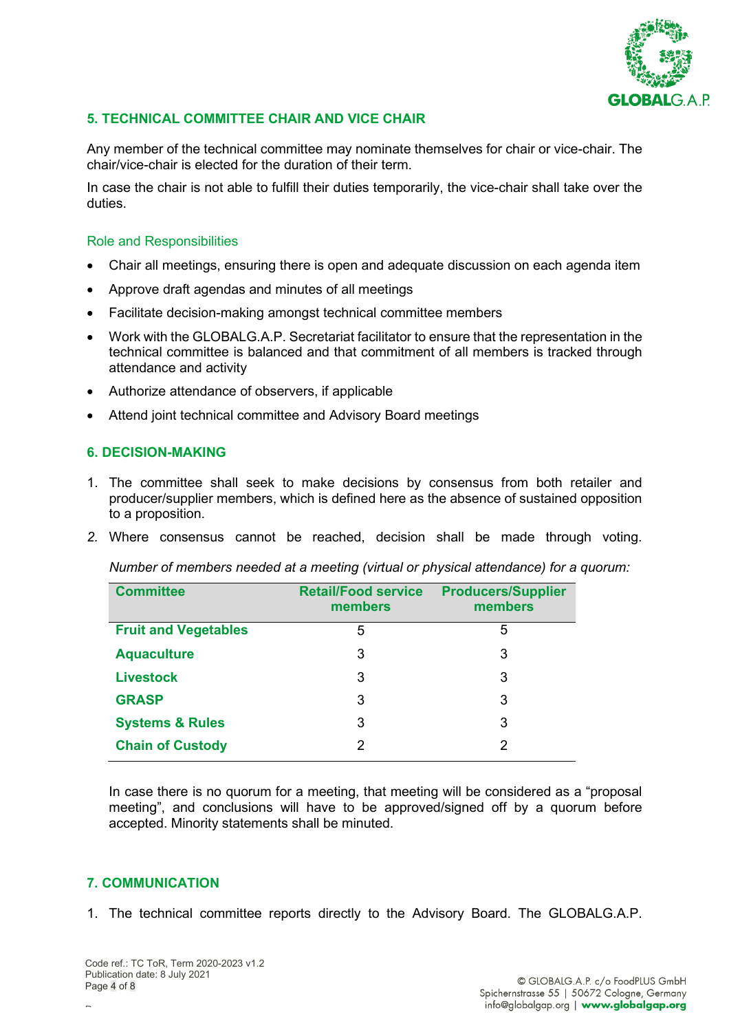## 5. TECHNICAL COMMITTEE CHAIR AND VICE CHAIR

Any member of the technical committee may nominate themselves for chair or vice-chair. The chair/vice-chair is elected for the duration of their term.

In case the chair is not able to fulfill their duties temporarily, the vice-chair shall take over the duties.

### Role and Responsibilities

- Chair all meetings, ensuring there is open and adequate discussion on each agenda item
- Approve draft agendas and minutes of all meetings
- Facilitate decision-making amongst technical committee members
- Work with the GLOBALG.A.P. Secretariat facilitator to ensure that the representation in the technical committee is balanced and that commitment of all members is tracked through attendance and activity
- Authorize attendance of observers, if applicable
- Attend joint technical committee and Advisory Board meetings

## 6. DECISION-MAKING

1. The committee shall seek to make decisions by consensus from both retailer and producer/supplier members, which is defined here as the absence of sustained opposition to a proposition.
2. Where consensus cannot be reached, decision shall be made through voting.

   *Number of members needed at a meeting (virtual or physical attendance) for a quorum:*

| Committee | Retail/Food service members | Producers/Supplier members |
|---|---|---|
| Fruit and Vegetables | 5 | 5 |
| Aquaculture | 3 | 3 |
| Livestock | 3 | 3 |
| GRASP | 3 | 3 |
| Systems & Rules | 3 | 3 |
| Chain of Custody | 2 | 2 |

   In case there is no quorum for a meeting, that meeting will be considered as a "proposal meeting", and conclusions will have to be approved/signed off by a quorum before accepted. Minority statements shall be minuted.

## 7. COMMUNICATION

1. The technical committee reports directly to the Advisory Board. The GLOBALG.A.P.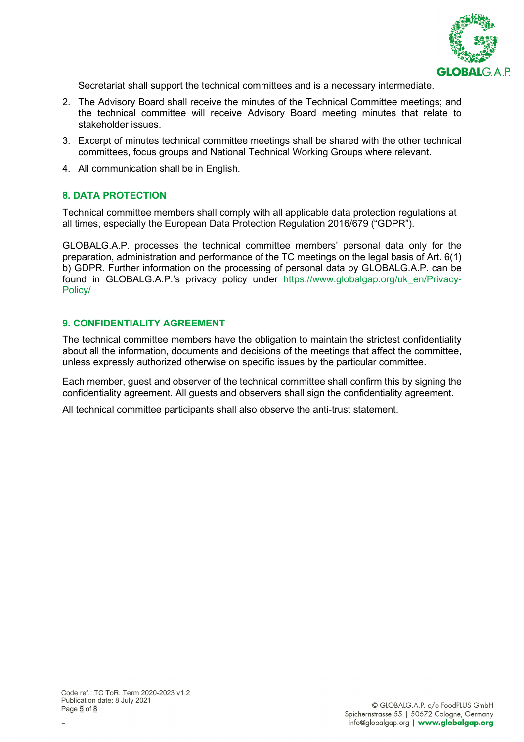Secretariat shall support the technical committees and is a necessary intermediate.

2. The Advisory Board shall receive the minutes of the Technical Committee meetings; and the technical committee will receive Advisory Board meeting minutes that relate to stakeholder issues.
3. Excerpt of minutes technical committee meetings shall be shared with the other technical committees, focus groups and National Technical Working Groups where relevant.
4. All communication shall be in English.

## 8. DATA PROTECTION

Technical committee members shall comply with all applicable data protection regulations at all times, especially the European Data Protection Regulation 2016/679 ("GDPR").

GLOBALG.A.P. processes the technical committee members' personal data only for the preparation, administration and performance of the TC meetings on the legal basis of Art. 6(1) b) GDPR. Further information on the processing of personal data by GLOBALG.A.P. can be found in GLOBALG.A.P.'s privacy policy under https://www.globalgap.org/uk_en/Privacy-Policy/

## 9. CONFIDENTIALITY AGREEMENT

The technical committee members have the obligation to maintain the strictest confidentiality about all the information, documents and decisions of the meetings that affect the committee, unless expressly authorized otherwise on specific issues by the particular committee.

Each member, guest and observer of the technical committee shall confirm this by signing the confidentiality agreement. All guests and observers shall sign the confidentiality agreement.

All technical committee participants shall also observe the anti-trust statement.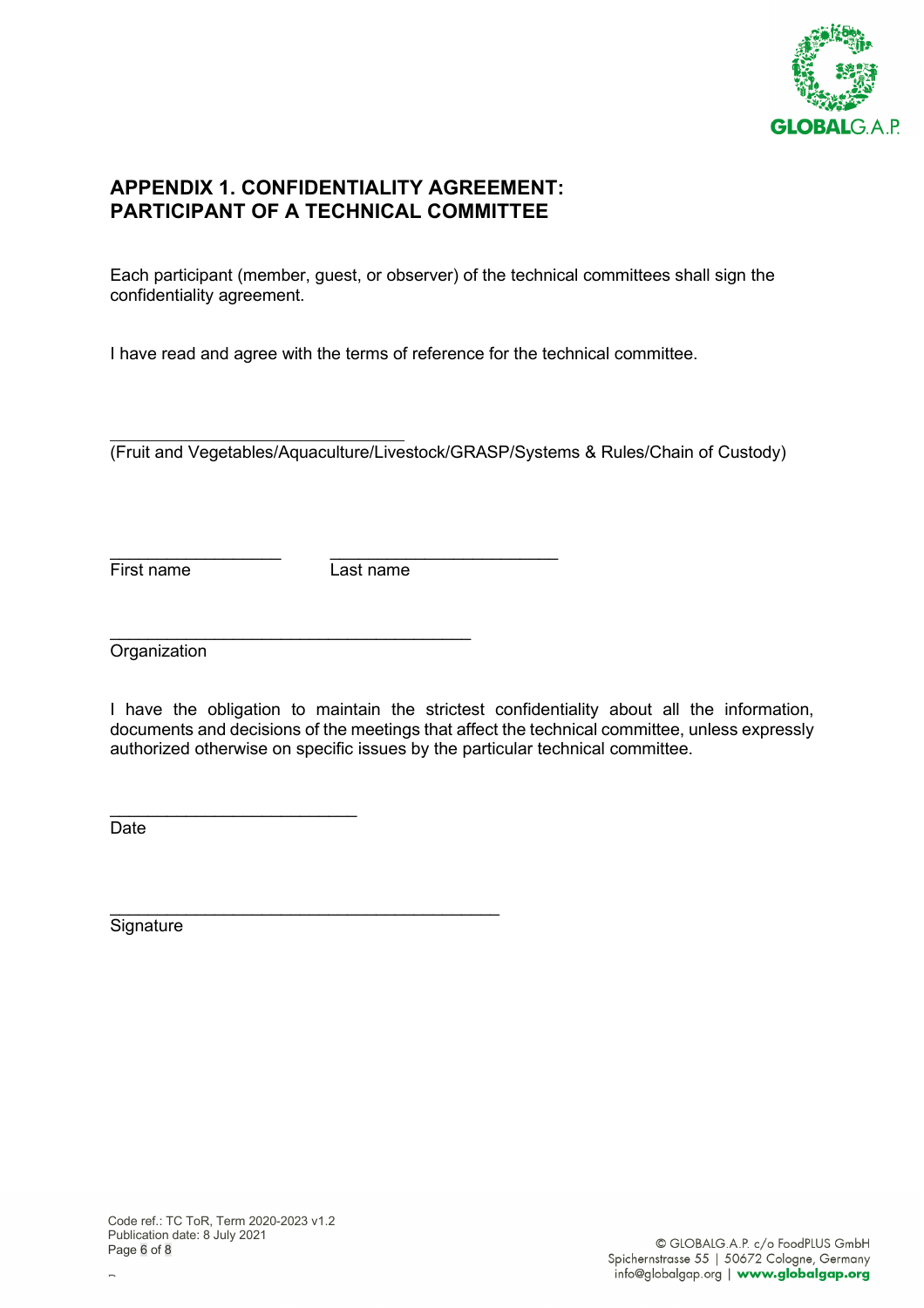## APPENDIX 1. CONFIDENTIALITY AGREEMENT: PARTICIPANT OF A TECHNICAL COMMITTEE

Each participant (member, guest, or observer) of the technical committees shall sign the confidentiality agreement.

I have read and agree with the terms of reference for the technical committee.

________________________________
(Fruit and Vegetables/Aquaculture/Livestock/GRASP/Systems & Rules/Chain of Custody)

___________________  ________________________
First name  Last name

________________________________________
Organization

I have the obligation to maintain the strictest confidentiality about all the information, documents and decisions of the meetings that affect the technical committee, unless expressly authorized otherwise on specific issues by the particular technical committee.

___________________________
Date

___________________________________________
Signature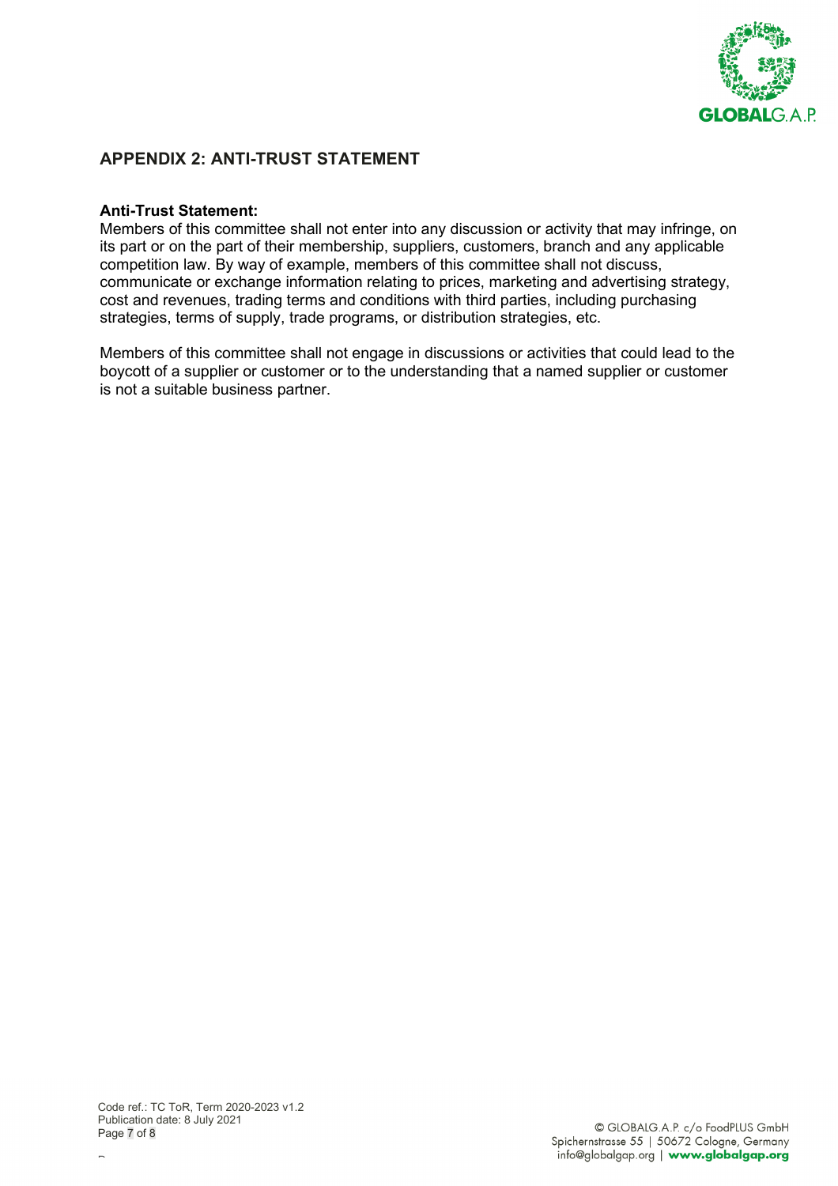## APPENDIX 2: ANTI-TRUST STATEMENT

**Anti-Trust Statement:**
Members of this committee shall not enter into any discussion or activity that may infringe, on its part or on the part of their membership, suppliers, customers, branch and any applicable competition law. By way of example, members of this committee shall not discuss, communicate or exchange information relating to prices, marketing and advertising strategy, cost and revenues, trading terms and conditions with third parties, including purchasing strategies, terms of supply, trade programs, or distribution strategies, etc.

Members of this committee shall not engage in discussions or activities that could lead to the boycott of a supplier or customer or to the understanding that a named supplier or customer is not a suitable business partner.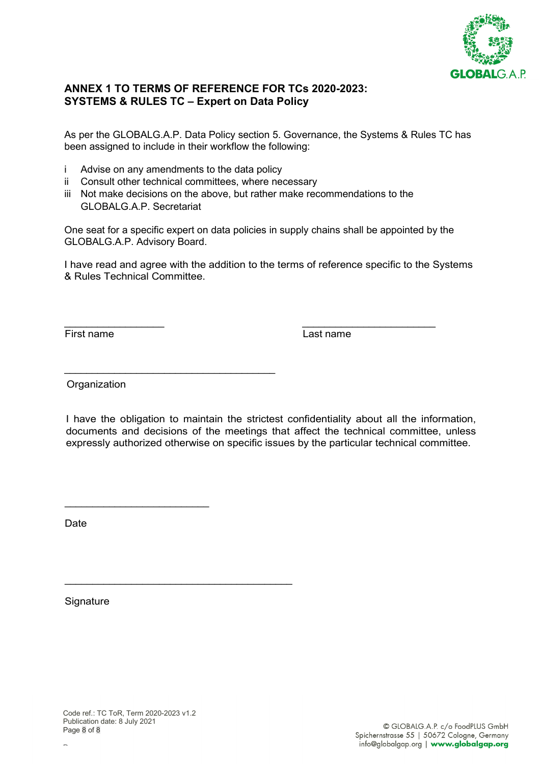## ANNEX 1 TO TERMS OF REFERENCE FOR TCs 2020-2023: SYSTEMS & RULES TC – Expert on Data Policy

As per the GLOBALG.A.P. Data Policy section 5. Governance, the Systems & Rules TC has been assigned to include in their workflow the following:

i. Advise on any amendments to the data policy
ii. Consult other technical committees, where necessary
iii. Not make decisions on the above, but rather make recommendations to the GLOBALG.A.P. Secretariat

One seat for a specific expert on data policies in supply chains shall be appointed by the GLOBALG.A.P. Advisory Board.

I have read and agree with the addition to the terms of reference specific to the Systems & Rules Technical Committee.

\_\_\_\_\_\_\_\_\_\_\_\_\_\_\_\_\_\_ First name

\_\_\_\_\_\_\_\_\_\_\_\_\_\_\_\_\_\_ Last name

\_\_\_\_\_\_\_\_\_\_\_\_\_\_\_\_\_\_\_\_\_\_\_\_\_\_\_\_\_\_ Organization

I have the obligation to maintain the strictest confidentiality about all the information, documents and decisions of the meetings that affect the technical committee, unless expressly authorized otherwise on specific issues by the particular technical committee.

\_\_\_\_\_\_\_\_\_\_\_\_\_\_\_\_\_\_\_\_\_\_\_\_ Date

\_\_\_\_\_\_\_\_\_\_\_\_\_\_\_\_\_\_\_\_\_\_\_\_\_\_\_\_\_\_\_\_ Signature